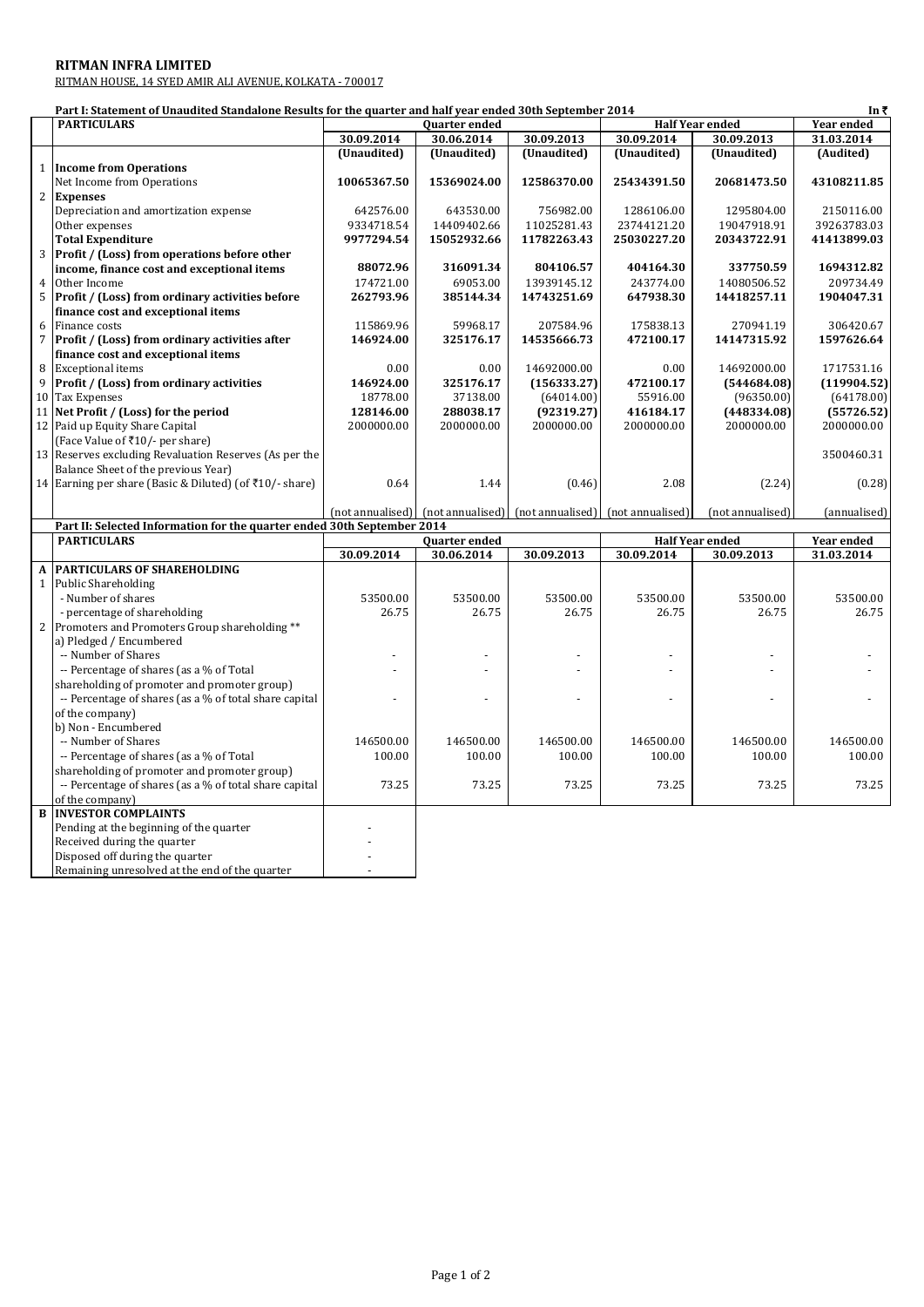**RITMAN INFRA LIMITED**

RITMAN HOUSE, 14 SYED AMIR ALI AVENUE, KOLKATA - 700017

**Part I: Statement of Unaudited Standalone Results for the quarter and half year ended 30th September 2014** In ₹

| | PARTICULARS | Quarter ended | | | Half Year ended | | Year ended |
|---|---|---|---|---|---|---|---|
| | | 30.09.2014 | 30.06.2014 | 30.09.2013 | 30.09.2014 | 30.09.2013 | 31.03.2014 |
| | | (Unaudited) | (Unaudited) | (Unaudited) | (Unaudited) | (Unaudited) | (Audited) |
| 1 | **Income from Operations** | | | | | | |
| | Net Income from Operations | **10065367.50** | **15369024.00** | **12586370.00** | **25434391.50** | **20681473.50** | **43108211.85** |
| 2 | **Expenses** | | | | | | |
| | Depreciation and amortization expense | 642576.00 | 643530.00 | 756982.00 | 1286106.00 | 1295804.00 | 2150116.00 |
| | Other expenses | 9334718.54 | 14409402.66 | 11025281.43 | 23744121.20 | 19047918.91 | 39263783.03 |
| | **Total Expenditure** | **9977294.54** | **15052932.66** | **11782263.43** | **25030227.20** | **20343722.91** | **41413899.03** |
| 3 | **Profit / (Loss) from operations before other income, finance cost and exceptional items** | **88072.96** | **316091.34** | **804106.57** | **404164.30** | **337750.59** | **1694312.82** |
| 4 | Other Income | 174721.00 | 69053.00 | 13939145.12 | 243774.00 | 14080506.52 | 209734.49 |
| 5 | **Profit / (Loss) from ordinary activities before finance cost and exceptional items** | **262793.96** | **385144.34** | **14743251.69** | **647938.30** | **14418257.11** | **1904047.31** |
| 6 | Finance costs | 115869.96 | 59968.17 | 207584.96 | 175838.13 | 270941.19 | 306420.67 |
| 7 | **Profit / (Loss) from ordinary activities after finance cost and exceptional items** | **146924.00** | **325176.17** | **14535666.73** | **472100.17** | **14147315.92** | **1597626.64** |
| 8 | Exceptional items | 0.00 | 0.00 | 14692000.00 | 0.00 | 14692000.00 | 1717531.16 |
| 9 | **Profit / (Loss) from ordinary activities** | **146924.00** | **325176.17** | **(156333.27)** | **472100.17** | **(544684.08)** | **(119904.52)** |
| 10 | Tax Expenses | 18778.00 | 37138.00 | (64014.00) | 55916.00 | (96350.00) | (64178.00) |
| 11 | **Net Profit / (Loss) for the period** | **128146.00** | **288038.17** | **(92319.27)** | **416184.17** | **(448334.08)** | **(55726.52)** |
| 12 | Paid up Equity Share Capital (Face Value of ₹10/- per share) | 2000000.00 | 2000000.00 | 2000000.00 | 2000000.00 | 2000000.00 | 2000000.00 |
| 13 | Reserves excluding Revaluation Reserves (As per the Balance Sheet of the previous Year) | | | | | | 3500460.31 |
| 14 | Earning per share (Basic & Diluted) (of ₹10/- share) | 0.64 | 1.44 | (0.46) | 2.08 | (2.24) | (0.28) |
| | | (not annualised) | (not annualised) | (not annualised) | (not annualised) | (not annualised) | (annualised) |

**Part II: Selected Information for the quarter ended 30th September 2014**

| | PARTICULARS | Quarter ended | | | Half Year ended | | Year ended |
|---|---|---|---|---|---|---|---|
| | | 30.09.2014 | 30.06.2014 | 30.09.2013 | 30.09.2014 | 30.09.2013 | 31.03.2014 |
| A | **PARTICULARS OF SHAREHOLDING** | | | | | | |
| 1 | Public Shareholding | | | | | | |
| | - Number of shares | 53500.00 | 53500.00 | 53500.00 | 53500.00 | 53500.00 | 53500.00 |
| | - percentage of shareholding | 26.75 | 26.75 | 26.75 | 26.75 | 26.75 | 26.75 |
| 2 | Promoters and Promoters Group shareholding ** | | | | | | |
| | a) Pledged / Encumbered | | | | | | |
| | -- Number of Shares | - | - | - | - | - | - |
| | -- Percentage of shares (as a % of Total shareholding of promoter and promoter group) | - | - | - | - | - | - |
| | -- Percentage of shares (as a % of total share capital of the company) | - | - | - | - | - | - |
| | b) Non - Encumbered | | | | | | |
| | -- Number of Shares | 146500.00 | 146500.00 | 146500.00 | 146500.00 | 146500.00 | 146500.00 |
| | -- Percentage of shares (as a % of Total shareholding of promoter and promoter group) | 100.00 | 100.00 | 100.00 | 100.00 | 100.00 | 100.00 |
| | -- Percentage of shares (as a % of total share capital of the company) | 73.25 | 73.25 | 73.25 | 73.25 | 73.25 | 73.25 |
| B | **INVESTOR COMPLAINTS** | | | | | | |
| | Pending at the beginning of the quarter | - | | | | | |
| | Received during the quarter | - | | | | | |
| | Disposed off during the quarter | - | | | | | |
| | Remaining unresolved at the end of the quarter | - | | | | | |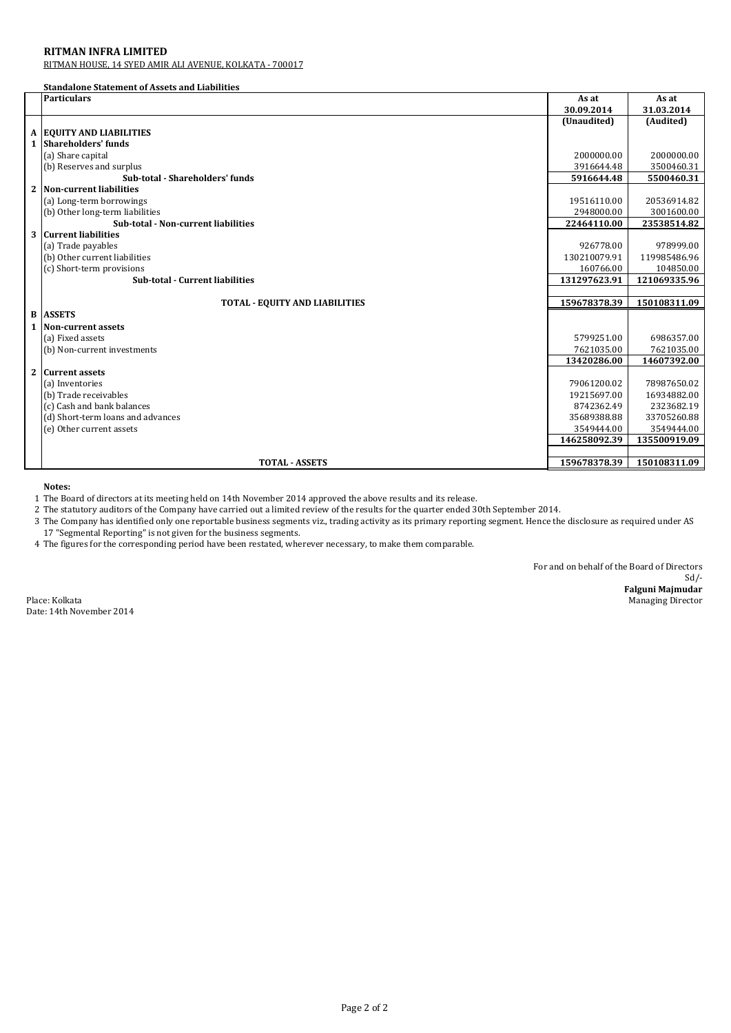**RITMAN INFRA LIMITED**

RITMAN HOUSE, 14 SYED AMIR ALI AVENUE, KOLKATA - 700017

**Standalone Statement of Assets and Liabilities**

| | Particulars | As at 30.09.2014 | As at 31.03.2014 |
|---|---|---|---|
| | | (Unaudited) | (Audited) |
| **A** | **EQUITY AND LIABILITIES** | | |
| **1** | **Shareholders' funds** | | |
| | (a) Share capital | 2000000.00 | 2000000.00 |
| | (b) Reserves and surplus | 3916644.48 | 3500460.31 |
| | **Sub-total - Shareholders' funds** | **5916644.48** | **5500460.31** |
| **2** | **Non-current liabilities** | | |
| | (a) Long-term borrowings | 19516110.00 | 20536914.82 |
| | (b) Other long-term liabilities | 2948000.00 | 3001600.00 |
| | **Sub-total - Non-current liabilities** | **22464110.00** | **23538514.82** |
| **3** | **Current liabilities** | | |
| | (a) Trade payables | 926778.00 | 978999.00 |
| | (b) Other current liabilities | 130210079.91 | 119985486.96 |
| | (c) Short-term provisions | 160766.00 | 104850.00 |
| | **Sub-total - Current liabilities** | **131297623.91** | **121069335.96** |
| | **TOTAL - EQUITY AND LIABILITIES** | **159678378.39** | **150108311.09** |
| **B** | **ASSETS** | | |
| **1** | **Non-current assets** | | |
| | (a) Fixed assets | 5799251.00 | 6986357.00 |
| | (b) Non-current investments | 7621035.00 | 7621035.00 |
| | | **13420286.00** | **14607392.00** |
| **2** | **Current assets** | | |
| | (a) Inventories | 79061200.02 | 78987650.02 |
| | (b) Trade receivables | 19215697.00 | 16934882.00 |
| | (c) Cash and bank balances | 8742362.49 | 2323682.19 |
| | (d) Short-term loans and advances | 35689388.88 | 33705260.88 |
| | (e) Other current assets | 3549444.00 | 3549444.00 |
| | | **146258092.39** | **135500919.09** |
| | **TOTAL - ASSETS** | **159678378.39** | **150108311.09** |

**Notes:**

1. The Board of directors at its meeting held on 14th November 2014 approved the above results and its release.
2. The statutory auditors of the Company have carried out a limited review of the results for the quarter ended 30th September 2014.
3. The Company has identified only one reportable business segments viz., trading activity as its primary reporting segment. Hence the disclosure as required under AS 17 "Segmental Reporting" is not given for the business segments.
4. The figures for the corresponding period have been restated, wherever necessary, to make them comparable.

For and on behalf of the Board of Directors

Sd/-

**Falguni Majmudar**

Managing Director

Place: Kolkata

Date: 14th November 2014